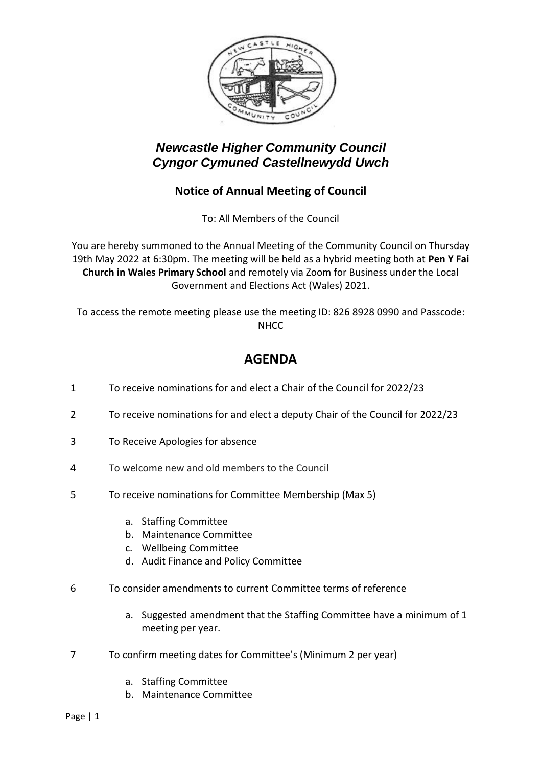# *Newcastle Higher Community Council*
# *Cyngor Cymuned Castellnewydd Uwch*

## Notice of Annual Meeting of Council

To: All Members of the Council

You are hereby summoned to the Annual Meeting of the Community Council on Thursday 19th May 2022 at 6:30pm. The meeting will be held as a hybrid meeting both at **Pen Y Fai Church in Wales Primary School** and remotely via Zoom for Business under the Local Government and Elections Act (Wales) 2021.

To access the remote meeting please use the meeting ID: 826 8928 0990 and Passcode: NHCC

# AGENDA

1. To receive nominations for and elect a Chair of the Council for 2022/23
2. To receive nominations for and elect a deputy Chair of the Council for 2022/23
3. To Receive Apologies for absence
4. To welcome new and old members to the Council
5. To receive nominations for Committee Membership (Max 5)
   a. Staffing Committee
   b. Maintenance Committee
   c. Wellbeing Committee
   d. Audit Finance and Policy Committee
6. To consider amendments to current Committee terms of reference
   a. Suggested amendment that the Staffing Committee have a minimum of 1 meeting per year.
7. To confirm meeting dates for Committee's (Minimum 2 per year)
   a. Staffing Committee
   b. Maintenance Committee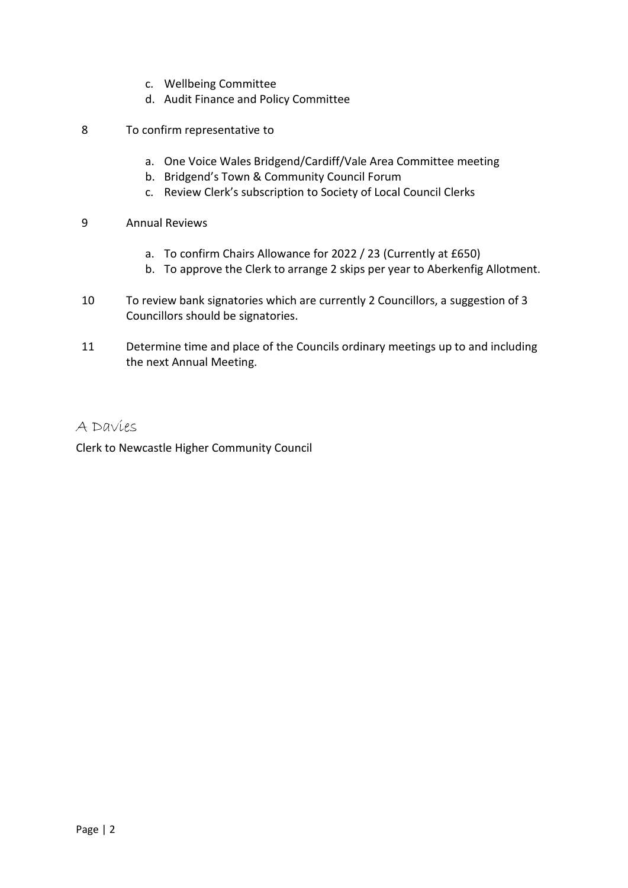c. Wellbeing Committee
d. Audit Finance and Policy Committee

8 To confirm representative to

a. One Voice Wales Bridgend/Cardiff/Vale Area Committee meeting
b. Bridgend's Town & Community Council Forum
c. Review Clerk's subscription to Society of Local Council Clerks

9 Annual Reviews

a. To confirm Chairs Allowance for 2022 / 23 (Currently at £650)
b. To approve the Clerk to arrange 2 skips per year to Aberkenfig Allotment.

10 To review bank signatories which are currently 2 Councillors, a suggestion of 3 Councillors should be signatories.

11 Determine time and place of the Councils ordinary meetings up to and including the next Annual Meeting.

A Davies

Clerk to Newcastle Higher Community Council